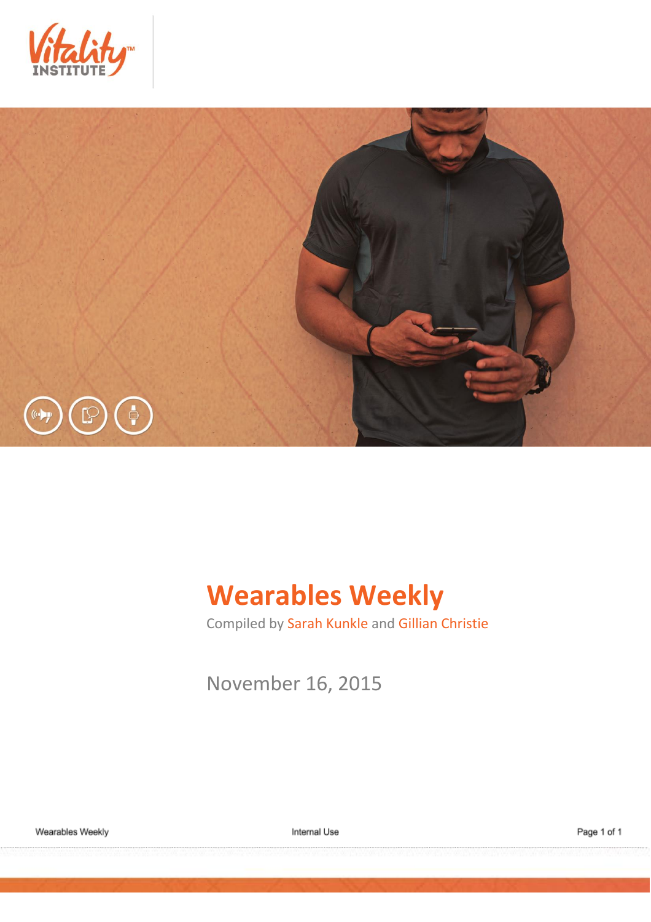# Wearables Weekly

Compiled by Sarah Kunkle and Gillian Christie

November 16, 2015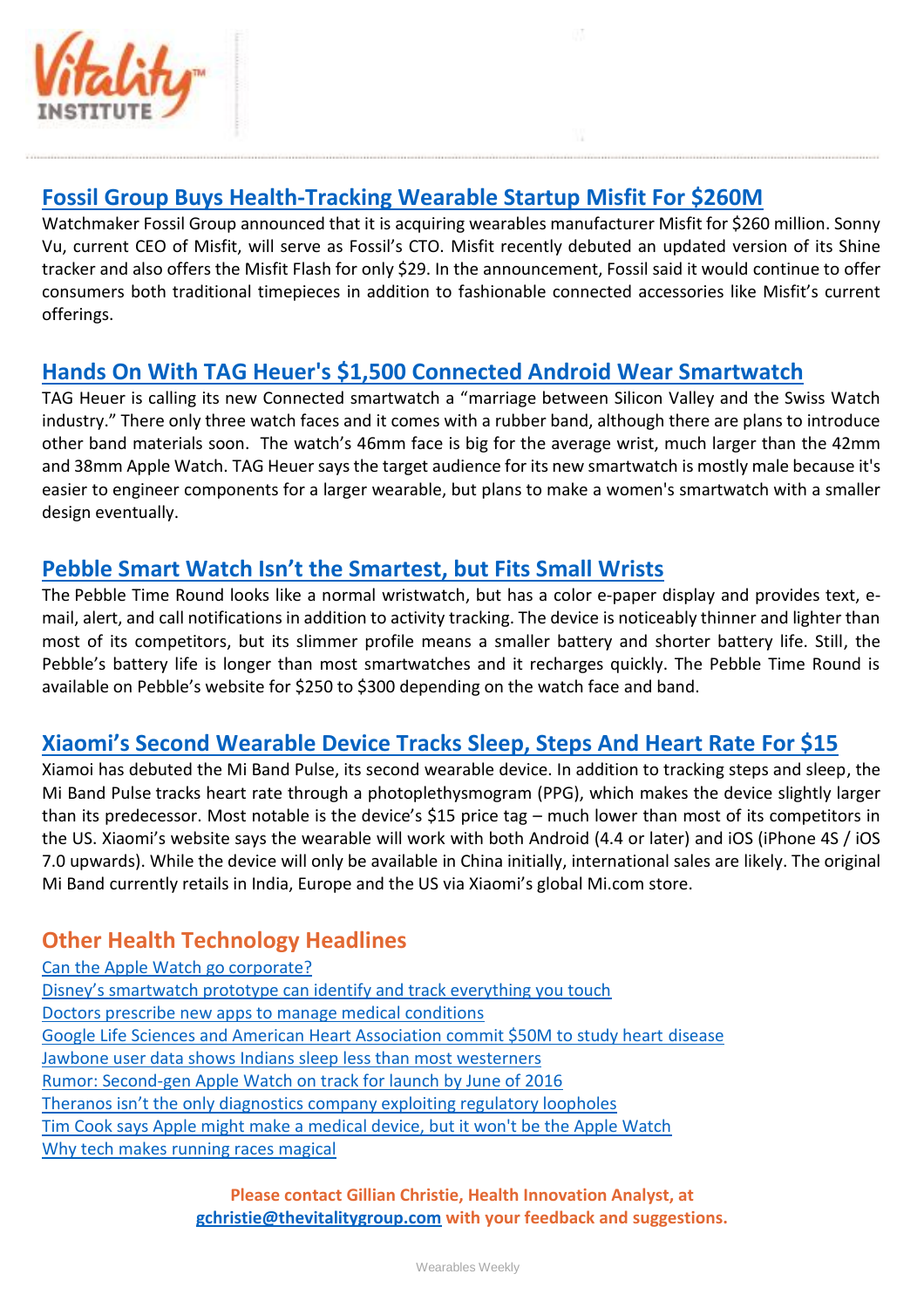## [Fossil Group Buys Health-Tracking Wearable Startup Misfit For $260M]

Watchmaker Fossil Group announced that it is acquiring wearables manufacturer Misfit for $260 million. Sonny Vu, current CEO of Misfit, will serve as Fossil's CTO. Misfit recently debuted an updated version of its Shine tracker and also offers the Misfit Flash for only $29. In the announcement, Fossil said it would continue to offer consumers both traditional timepieces in addition to fashionable connected accessories like Misfit's current offerings.

## [Hands On With TAG Heuer's $1,500 Connected Android Wear Smartwatch]

TAG Heuer is calling its new Connected smartwatch a "marriage between Silicon Valley and the Swiss Watch industry." There only three watch faces and it comes with a rubber band, although there are plans to introduce other band materials soon. The watch's 46mm face is big for the average wrist, much larger than the 42mm and 38mm Apple Watch. TAG Heuer says the target audience for its new smartwatch is mostly male because it's easier to engineer components for a larger wearable, but plans to make a women's smartwatch with a smaller design eventually.

## [Pebble Smart Watch Isn't the Smartest, but Fits Small Wrists]

The Pebble Time Round looks like a normal wristwatch, but has a color e-paper display and provides text, e-mail, alert, and call notifications in addition to activity tracking. The device is noticeably thinner and lighter than most of its competitors, but its slimmer profile means a smaller battery and shorter battery life. Still, the Pebble's battery life is longer than most smartwatches and it recharges quickly. The Pebble Time Round is available on Pebble's website for $250 to $300 depending on the watch face and band.

## [Xiaomi's Second Wearable Device Tracks Sleep, Steps And Heart Rate For $15]

Xiamoi has debuted the Mi Band Pulse, its second wearable device. In addition to tracking steps and sleep, the Mi Band Pulse tracks heart rate through a photoplethysmogram (PPG), which makes the device slightly larger than its predecessor. Most notable is the device's $15 price tag – much lower than most of its competitors in the US. Xiaomi's website says the wearable will work with both Android (4.4 or later) and iOS (iPhone 4S / iOS 7.0 upwards). While the device will only be available in China initially, international sales are likely. The original Mi Band currently retails in India, Europe and the US via Xiaomi's global Mi.com store.

## Other Health Technology Headlines

[Can the Apple Watch go corporate?]
[Disney's smartwatch prototype can identify and track everything you touch]
[Doctors prescribe new apps to manage medical conditions]
[Google Life Sciences and American Heart Association commit $50M to study heart disease]
[Jawbone user data shows Indians sleep less than most westerners]
[Rumor: Second-gen Apple Watch on track for launch by June of 2016]
[Theranos isn't the only diagnostics company exploiting regulatory loopholes]
[Tim Cook says Apple might make a medical device, but it won't be the Apple Watch]
[Why tech makes running races magical]

**Please contact Gillian Christie, Health Innovation Analyst, at gchristie@thevitalitygroup.com with your feedback and suggestions.**